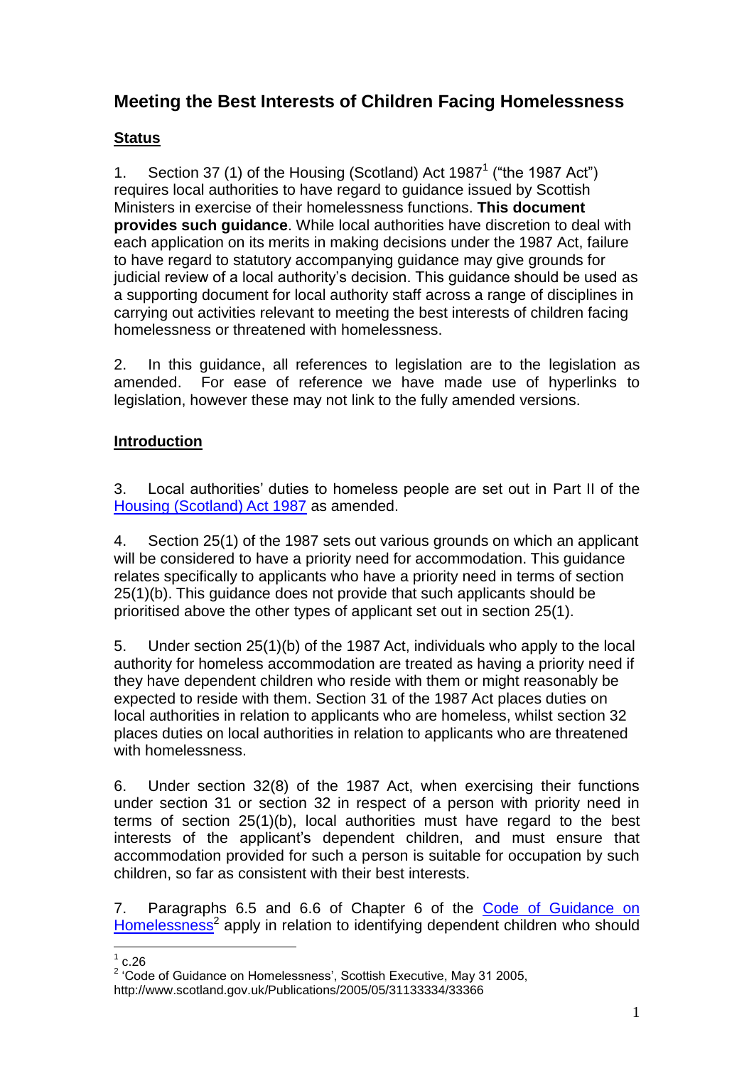# Meeting the Best Interests of Children Facing Homelessness

## Status

1. Section 37 (1) of the Housing (Scotland) Act 1987[1] ("the 1987 Act") requires local authorities to have regard to guidance issued by Scottish Ministers in exercise of their homelessness functions. **This document provides such guidance**. While local authorities have discretion to deal with each application on its merits in making decisions under the 1987 Act, failure to have regard to statutory accompanying guidance may give grounds for judicial review of a local authority's decision. This guidance should be used as a supporting document for local authority staff across a range of disciplines in carrying out activities relevant to meeting the best interests of children facing homelessness or threatened with homelessness.

2. In this guidance, all references to legislation are to the legislation as amended. For ease of reference we have made use of hyperlinks to legislation, however these may not link to the fully amended versions.

## Introduction

3. Local authorities' duties to homeless people are set out in Part II of the Housing (Scotland) Act 1987 as amended.

4. Section 25(1) of the 1987 sets out various grounds on which an applicant will be considered to have a priority need for accommodation. This guidance relates specifically to applicants who have a priority need in terms of section 25(1)(b). This guidance does not provide that such applicants should be prioritised above the other types of applicant set out in section 25(1).

5. Under section 25(1)(b) of the 1987 Act, individuals who apply to the local authority for homeless accommodation are treated as having a priority need if they have dependent children who reside with them or might reasonably be expected to reside with them. Section 31 of the 1987 Act places duties on local authorities in relation to applicants who are homeless, whilst section 32 places duties on local authorities in relation to applicants who are threatened with homelessness.

6. Under section 32(8) of the 1987 Act, when exercising their functions under section 31 or section 32 in respect of a person with priority need in terms of section 25(1)(b), local authorities must have regard to the best interests of the applicant's dependent children, and must ensure that accommodation provided for such a person is suitable for occupation by such children, so far as consistent with their best interests.

7. Paragraphs 6.5 and 6.6 of Chapter 6 of the Code of Guidance on Homelessness[2] apply in relation to identifying dependent children who should

[1] c.26

[2] 'Code of Guidance on Homelessness', Scottish Executive, May 31 2005, http://www.scotland.gov.uk/Publications/2005/05/31133334/33366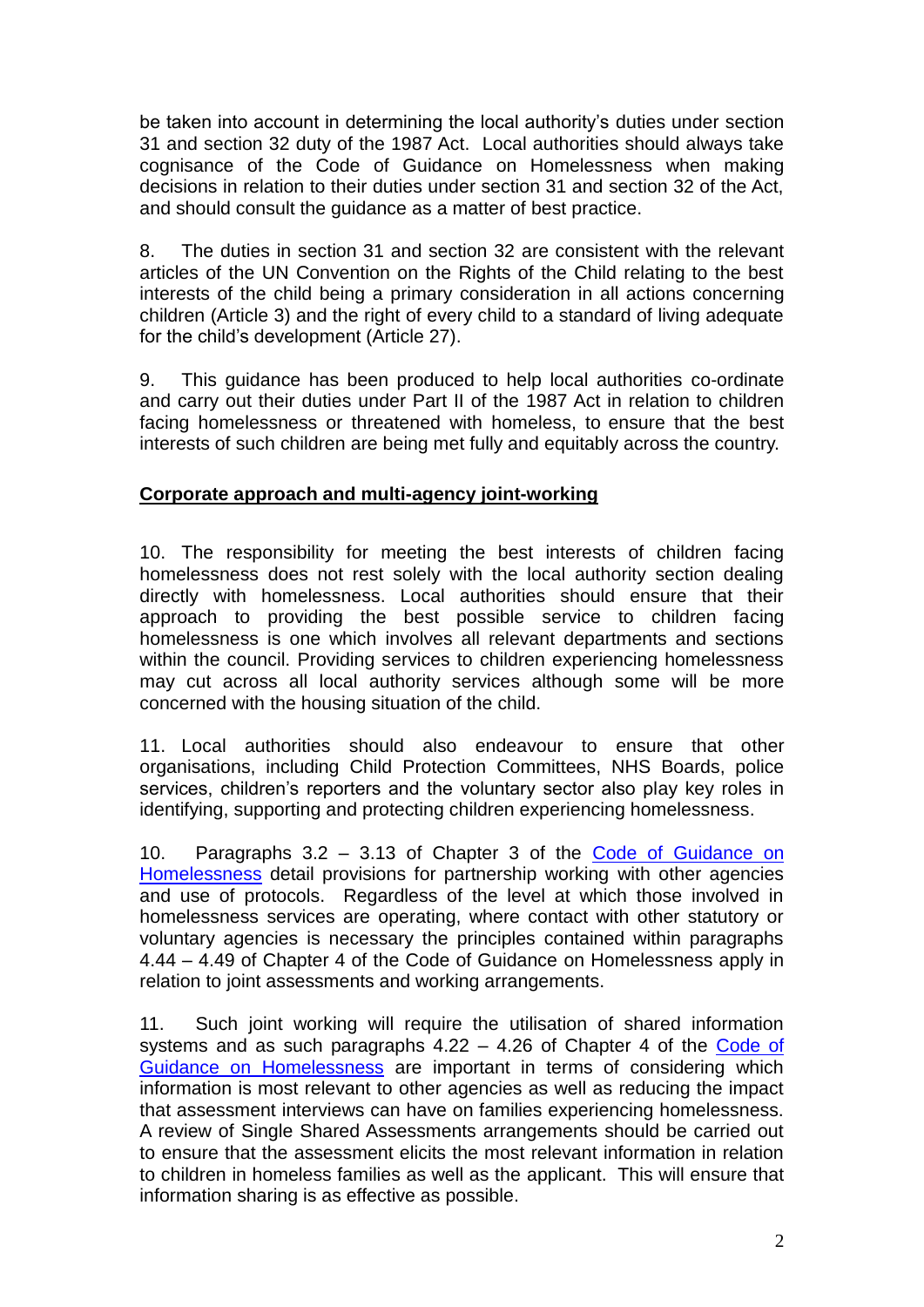be taken into account in determining the local authority's duties under section 31 and section 32 duty of the 1987 Act. Local authorities should always take cognisance of the Code of Guidance on Homelessness when making decisions in relation to their duties under section 31 and section 32 of the Act, and should consult the guidance as a matter of best practice.

8. The duties in section 31 and section 32 are consistent with the relevant articles of the UN Convention on the Rights of the Child relating to the best interests of the child being a primary consideration in all actions concerning children (Article 3) and the right of every child to a standard of living adequate for the child's development (Article 27).

9. This guidance has been produced to help local authorities co-ordinate and carry out their duties under Part II of the 1987 Act in relation to children facing homelessness or threatened with homeless, to ensure that the best interests of such children are being met fully and equitably across the country.

**Corporate approach and multi-agency joint-working**

10. The responsibility for meeting the best interests of children facing homelessness does not rest solely with the local authority section dealing directly with homelessness. Local authorities should ensure that their approach to providing the best possible service to children facing homelessness is one which involves all relevant departments and sections within the council. Providing services to children experiencing homelessness may cut across all local authority services although some will be more concerned with the housing situation of the child.

11. Local authorities should also endeavour to ensure that other organisations, including Child Protection Committees, NHS Boards, police services, children's reporters and the voluntary sector also play key roles in identifying, supporting and protecting children experiencing homelessness.

10. Paragraphs 3.2 – 3.13 of Chapter 3 of the Code of Guidance on Homelessness detail provisions for partnership working with other agencies and use of protocols. Regardless of the level at which those involved in homelessness services are operating, where contact with other statutory or voluntary agencies is necessary the principles contained within paragraphs 4.44 – 4.49 of Chapter 4 of the Code of Guidance on Homelessness apply in relation to joint assessments and working arrangements.

11. Such joint working will require the utilisation of shared information systems and as such paragraphs 4.22 – 4.26 of Chapter 4 of the Code of Guidance on Homelessness are important in terms of considering which information is most relevant to other agencies as well as reducing the impact that assessment interviews can have on families experiencing homelessness. A review of Single Shared Assessments arrangements should be carried out to ensure that the assessment elicits the most relevant information in relation to children in homeless families as well as the applicant. This will ensure that information sharing is as effective as possible.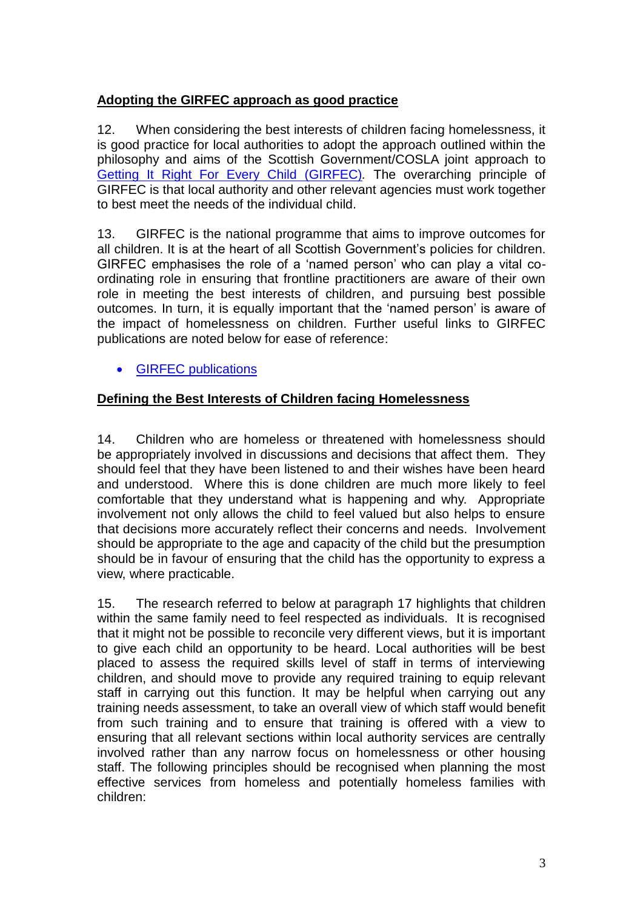## Adopting the GIRFEC approach as good practice

12. When considering the best interests of children facing homelessness, it is good practice for local authorities to adopt the approach outlined within the philosophy and aims of the Scottish Government/COSLA joint approach to Getting It Right For Every Child (GIRFEC). The overarching principle of GIRFEC is that local authority and other relevant agencies must work together to best meet the needs of the individual child.

13. GIRFEC is the national programme that aims to improve outcomes for all children. It is at the heart of all Scottish Government's policies for children. GIRFEC emphasises the role of a 'named person' who can play a vital co-ordinating role in ensuring that frontline practitioners are aware of their own role in meeting the best interests of children, and pursuing best possible outcomes. In turn, it is equally important that the 'named person' is aware of the impact of homelessness on children. Further useful links to GIRFEC publications are noted below for ease of reference:

- GIRFEC publications

## Defining the Best Interests of Children facing Homelessness

14. Children who are homeless or threatened with homelessness should be appropriately involved in discussions and decisions that affect them. They should feel that they have been listened to and their wishes have been heard and understood. Where this is done children are much more likely to feel comfortable that they understand what is happening and why. Appropriate involvement not only allows the child to feel valued but also helps to ensure that decisions more accurately reflect their concerns and needs. Involvement should be appropriate to the age and capacity of the child but the presumption should be in favour of ensuring that the child has the opportunity to express a view, where practicable.

15. The research referred to below at paragraph 17 highlights that children within the same family need to feel respected as individuals. It is recognised that it might not be possible to reconcile very different views, but it is important to give each child an opportunity to be heard. Local authorities will be best placed to assess the required skills level of staff in terms of interviewing children, and should move to provide any required training to equip relevant staff in carrying out this function. It may be helpful when carrying out any training needs assessment, to take an overall view of which staff would benefit from such training and to ensure that training is offered with a view to ensuring that all relevant sections within local authority services are centrally involved rather than any narrow focus on homelessness or other housing staff. The following principles should be recognised when planning the most effective services from homeless and potentially homeless families with children: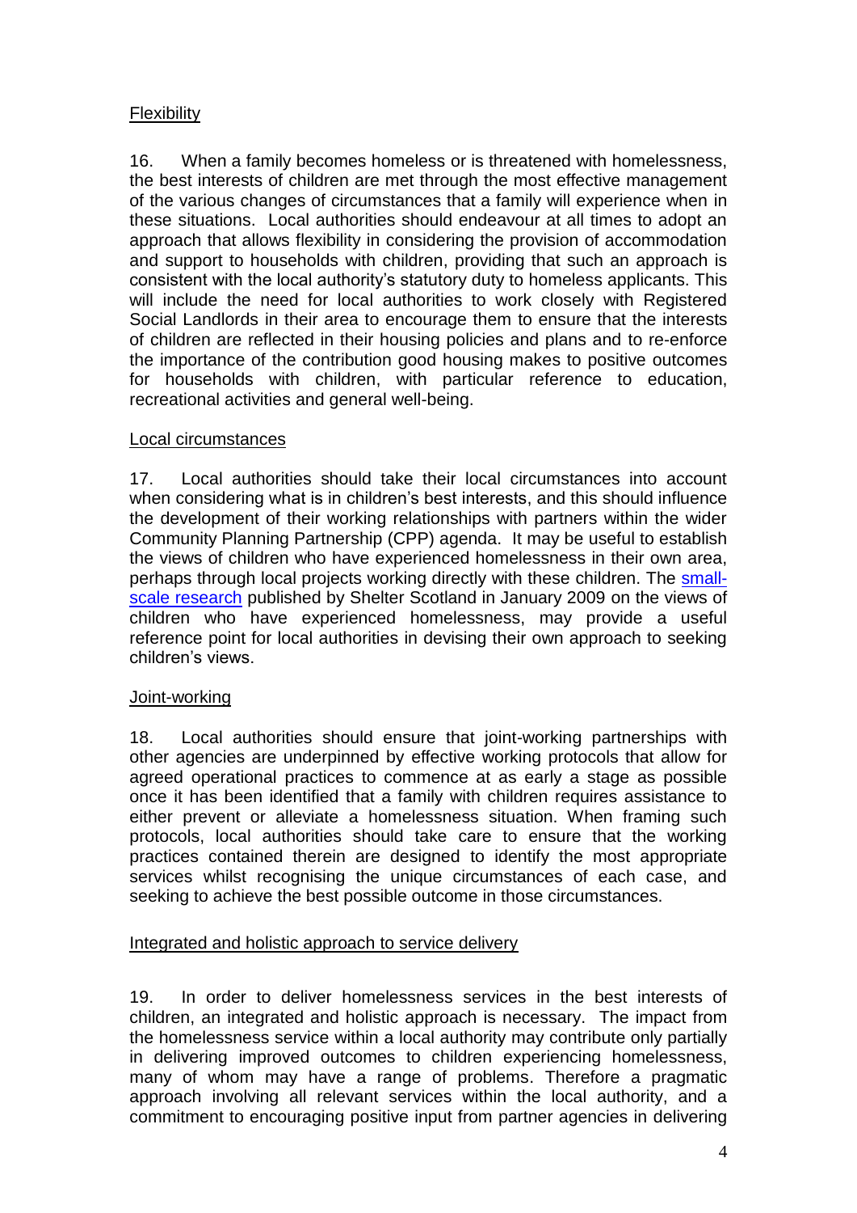Flexibility

16. When a family becomes homeless or is threatened with homelessness, the best interests of children are met through the most effective management of the various changes of circumstances that a family will experience when in these situations. Local authorities should endeavour at all times to adopt an approach that allows flexibility in considering the provision of accommodation and support to households with children, providing that such an approach is consistent with the local authority's statutory duty to homeless applicants. This will include the need for local authorities to work closely with Registered Social Landlords in their area to encourage them to ensure that the interests of children are reflected in their housing policies and plans and to re-enforce the importance of the contribution good housing makes to positive outcomes for households with children, with particular reference to education, recreational activities and general well-being.

Local circumstances

17. Local authorities should take their local circumstances into account when considering what is in children's best interests, and this should influence the development of their working relationships with partners within the wider Community Planning Partnership (CPP) agenda. It may be useful to establish the views of children who have experienced homelessness in their own area, perhaps through local projects working directly with these children. The small-scale research published by Shelter Scotland in January 2009 on the views of children who have experienced homelessness, may provide a useful reference point for local authorities in devising their own approach to seeking children's views.

Joint-working

18. Local authorities should ensure that joint-working partnerships with other agencies are underpinned by effective working protocols that allow for agreed operational practices to commence at as early a stage as possible once it has been identified that a family with children requires assistance to either prevent or alleviate a homelessness situation. When framing such protocols, local authorities should take care to ensure that the working practices contained therein are designed to identify the most appropriate services whilst recognising the unique circumstances of each case, and seeking to achieve the best possible outcome in those circumstances.

Integrated and holistic approach to service delivery

19. In order to deliver homelessness services in the best interests of children, an integrated and holistic approach is necessary. The impact from the homelessness service within a local authority may contribute only partially in delivering improved outcomes to children experiencing homelessness, many of whom may have a range of problems. Therefore a pragmatic approach involving all relevant services within the local authority, and a commitment to encouraging positive input from partner agencies in delivering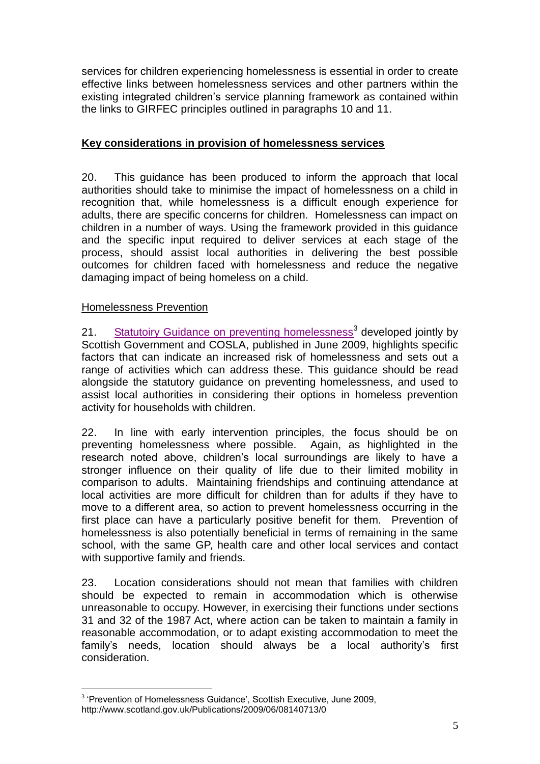services for children experiencing homelessness is essential in order to create effective links between homelessness services and other partners within the existing integrated children's service planning framework as contained within the links to GIRFEC principles outlined in paragraphs 10 and 11.

## Key considerations in provision of homelessness services

20. This guidance has been produced to inform the approach that local authorities should take to minimise the impact of homelessness on a child in recognition that, while homelessness is a difficult enough experience for adults, there are specific concerns for children. Homelessness can impact on children in a number of ways. Using the framework provided in this guidance and the specific input required to deliver services at each stage of the process, should assist local authorities in delivering the best possible outcomes for children faced with homelessness and reduce the negative damaging impact of being homeless on a child.

### Homelessness Prevention

21. Statutoiry Guidance on preventing homelessness[3] developed jointly by Scottish Government and COSLA, published in June 2009, highlights specific factors that can indicate an increased risk of homelessness and sets out a range of activities which can address these. This guidance should be read alongside the statutory guidance on preventing homelessness, and used to assist local authorities in considering their options in homeless prevention activity for households with children.

22. In line with early intervention principles, the focus should be on preventing homelessness where possible. Again, as highlighted in the research noted above, children's local surroundings are likely to have a stronger influence on their quality of life due to their limited mobility in comparison to adults. Maintaining friendships and continuing attendance at local activities are more difficult for children than for adults if they have to move to a different area, so action to prevent homelessness occurring in the first place can have a particularly positive benefit for them. Prevention of homelessness is also potentially beneficial in terms of remaining in the same school, with the same GP, health care and other local services and contact with supportive family and friends.

23. Location considerations should not mean that families with children should be expected to remain in accommodation which is otherwise unreasonable to occupy. However, in exercising their functions under sections 31 and 32 of the 1987 Act, where action can be taken to maintain a family in reasonable accommodation, or to adapt existing accommodation to meet the family's needs, location should always be a local authority's first consideration.

[3] 'Prevention of Homelessness Guidance', Scottish Executive, June 2009, http://www.scotland.gov.uk/Publications/2009/06/08140713/0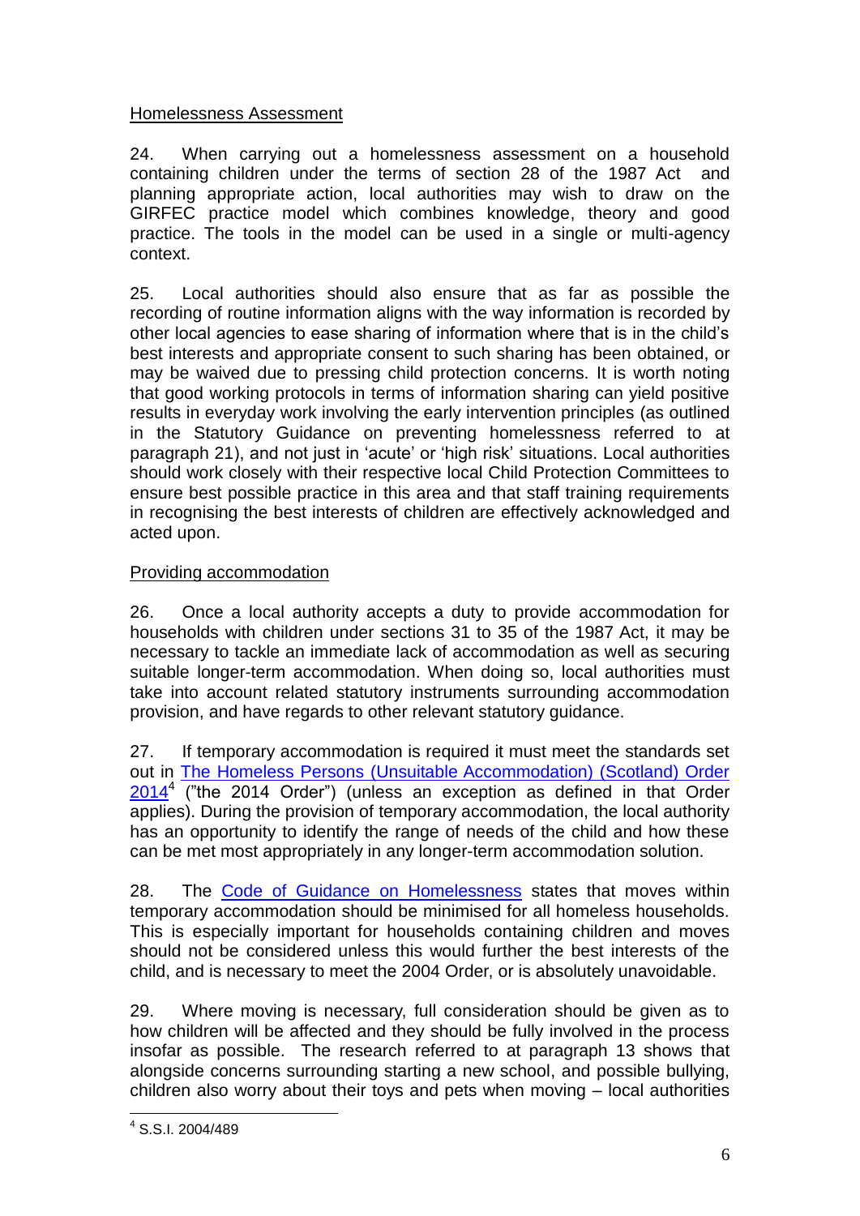Homelessness Assessment

24. When carrying out a homelessness assessment on a household containing children under the terms of section 28 of the 1987 Act and planning appropriate action, local authorities may wish to draw on the GIRFEC practice model which combines knowledge, theory and good practice. The tools in the model can be used in a single or multi-agency context.

25. Local authorities should also ensure that as far as possible the recording of routine information aligns with the way information is recorded by other local agencies to ease sharing of information where that is in the child's best interests and appropriate consent to such sharing has been obtained, or may be waived due to pressing child protection concerns. It is worth noting that good working protocols in terms of information sharing can yield positive results in everyday work involving the early intervention principles (as outlined in the Statutory Guidance on preventing homelessness referred to at paragraph 21), and not just in 'acute' or 'high risk' situations. Local authorities should work closely with their respective local Child Protection Committees to ensure best possible practice in this area and that staff training requirements in recognising the best interests of children are effectively acknowledged and acted upon.

Providing accommodation

26. Once a local authority accepts a duty to provide accommodation for households with children under sections 31 to 35 of the 1987 Act, it may be necessary to tackle an immediate lack of accommodation as well as securing suitable longer-term accommodation. When doing so, local authorities must take into account related statutory instruments surrounding accommodation provision, and have regards to other relevant statutory guidance.

27. If temporary accommodation is required it must meet the standards set out in The Homeless Persons (Unsuitable Accommodation) (Scotland) Order 2014[4] ("the 2014 Order") (unless an exception as defined in that Order applies). During the provision of temporary accommodation, the local authority has an opportunity to identify the range of needs of the child and how these can be met most appropriately in any longer-term accommodation solution.

28. The Code of Guidance on Homelessness states that moves within temporary accommodation should be minimised for all homeless households. This is especially important for households containing children and moves should not be considered unless this would further the best interests of the child, and is necessary to meet the 2004 Order, or is absolutely unavoidable.

29. Where moving is necessary, full consideration should be given as to how children will be affected and they should be fully involved in the process insofar as possible. The research referred to at paragraph 13 shows that alongside concerns surrounding starting a new school, and possible bullying, children also worry about their toys and pets when moving – local authorities

[4] S.S.I. 2004/489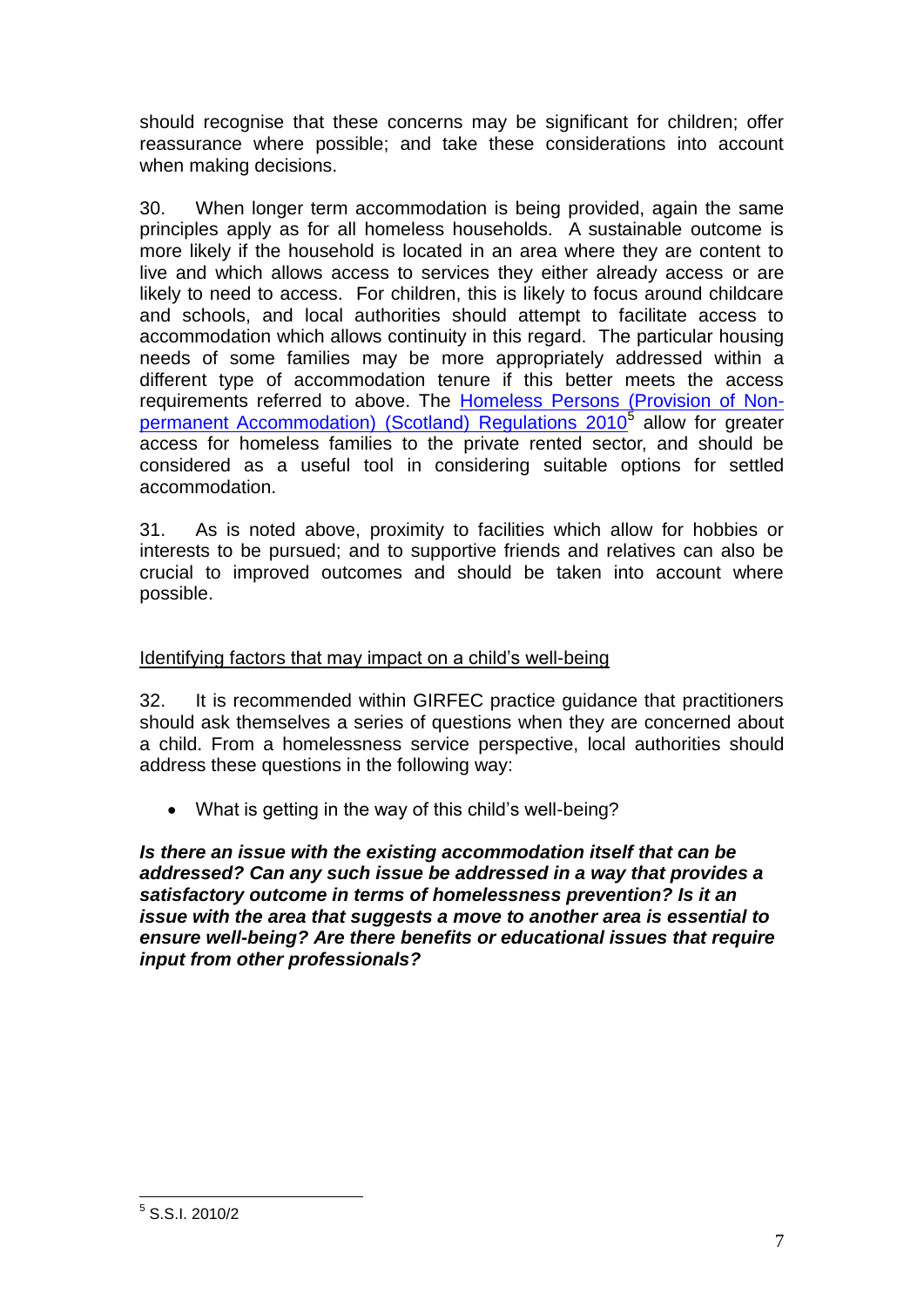should recognise that these concerns may be significant for children; offer reassurance where possible; and take these considerations into account when making decisions.

30. When longer term accommodation is being provided, again the same principles apply as for all homeless households. A sustainable outcome is more likely if the household is located in an area where they are content to live and which allows access to services they either already access or are likely to need to access. For children, this is likely to focus around childcare and schools, and local authorities should attempt to facilitate access to accommodation which allows continuity in this regard. The particular housing needs of some families may be more appropriately addressed within a different type of accommodation tenure if this better meets the access requirements referred to above. The Homeless Persons (Provision of Non-permanent Accommodation) (Scotland) Regulations 2010[5] allow for greater access for homeless families to the private rented sector, and should be considered as a useful tool in considering suitable options for settled accommodation.

31. As is noted above, proximity to facilities which allow for hobbies or interests to be pursued; and to supportive friends and relatives can also be crucial to improved outcomes and should be taken into account where possible.

<u>Identifying factors that may impact on a child's well-being</u>

32. It is recommended within GIRFEC practice guidance that practitioners should ask themselves a series of questions when they are concerned about a child. From a homelessness service perspective, local authorities should address these questions in the following way:

- What is getting in the way of this child's well-being?

***Is there an issue with the existing accommodation itself that can be addressed? Can any such issue be addressed in a way that provides a satisfactory outcome in terms of homelessness prevention? Is it an issue with the area that suggests a move to another area is essential to ensure well-being? Are there benefits or educational issues that require input from other professionals?***

---

[5] S.S.I. 2010/2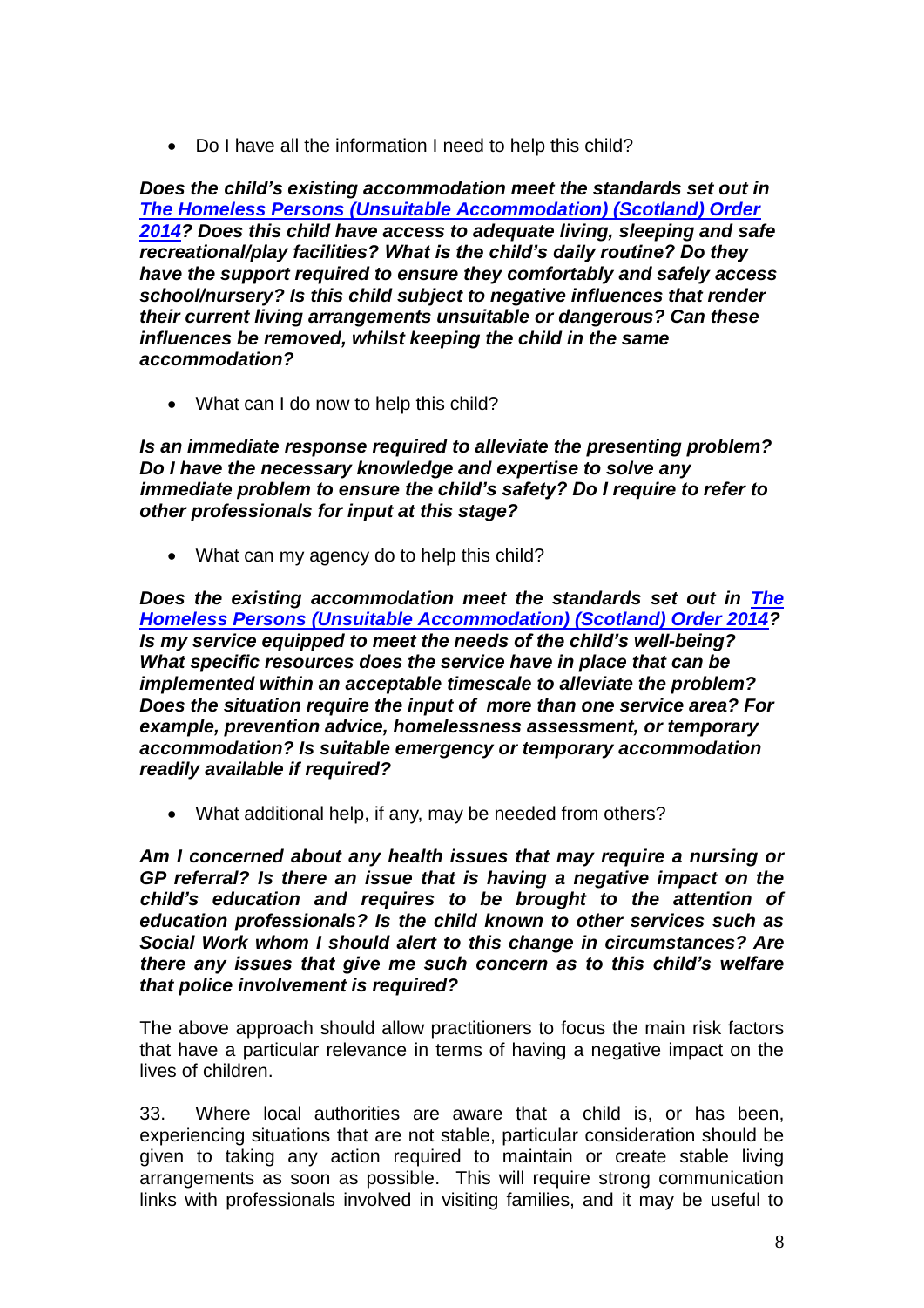- Do I have all the information I need to help this child?

***Does the child's existing accommodation meet the standards set out in [The Homeless Persons (Unsuitable Accommodation) (Scotland) Order 2014]()? Does this child have access to adequate living, sleeping and safe recreational/play facilities? What is the child's daily routine? Do they have the support required to ensure they comfortably and safely access school/nursery? Is this child subject to negative influences that render their current living arrangements unsuitable or dangerous? Can these influences be removed, whilst keeping the child in the same accommodation?***

- What can I do now to help this child?

***Is an immediate response required to alleviate the presenting problem? Do I have the necessary knowledge and expertise to solve any immediate problem to ensure the child's safety? Do I require to refer to other professionals for input at this stage?***

- What can my agency do to help this child?

***Does the existing accommodation meet the standards set out in [The Homeless Persons (Unsuitable Accommodation) (Scotland) Order 2014]()? Is my service equipped to meet the needs of the child's well-being? What specific resources does the service have in place that can be implemented within an acceptable timescale to alleviate the problem? Does the situation require the input of more than one service area? For example, prevention advice, homelessness assessment, or temporary accommodation? Is suitable emergency or temporary accommodation readily available if required?***

- What additional help, if any, may be needed from others?

***Am I concerned about any health issues that may require a nursing or GP referral? Is there an issue that is having a negative impact on the child's education and requires to be brought to the attention of education professionals? Is the child known to other services such as Social Work whom I should alert to this change in circumstances? Are there any issues that give me such concern as to this child's welfare that police involvement is required?***

The above approach should allow practitioners to focus the main risk factors that have a particular relevance in terms of having a negative impact on the lives of children.

33. Where local authorities are aware that a child is, or has been, experiencing situations that are not stable, particular consideration should be given to taking any action required to maintain or create stable living arrangements as soon as possible. This will require strong communication links with professionals involved in visiting families, and it may be useful to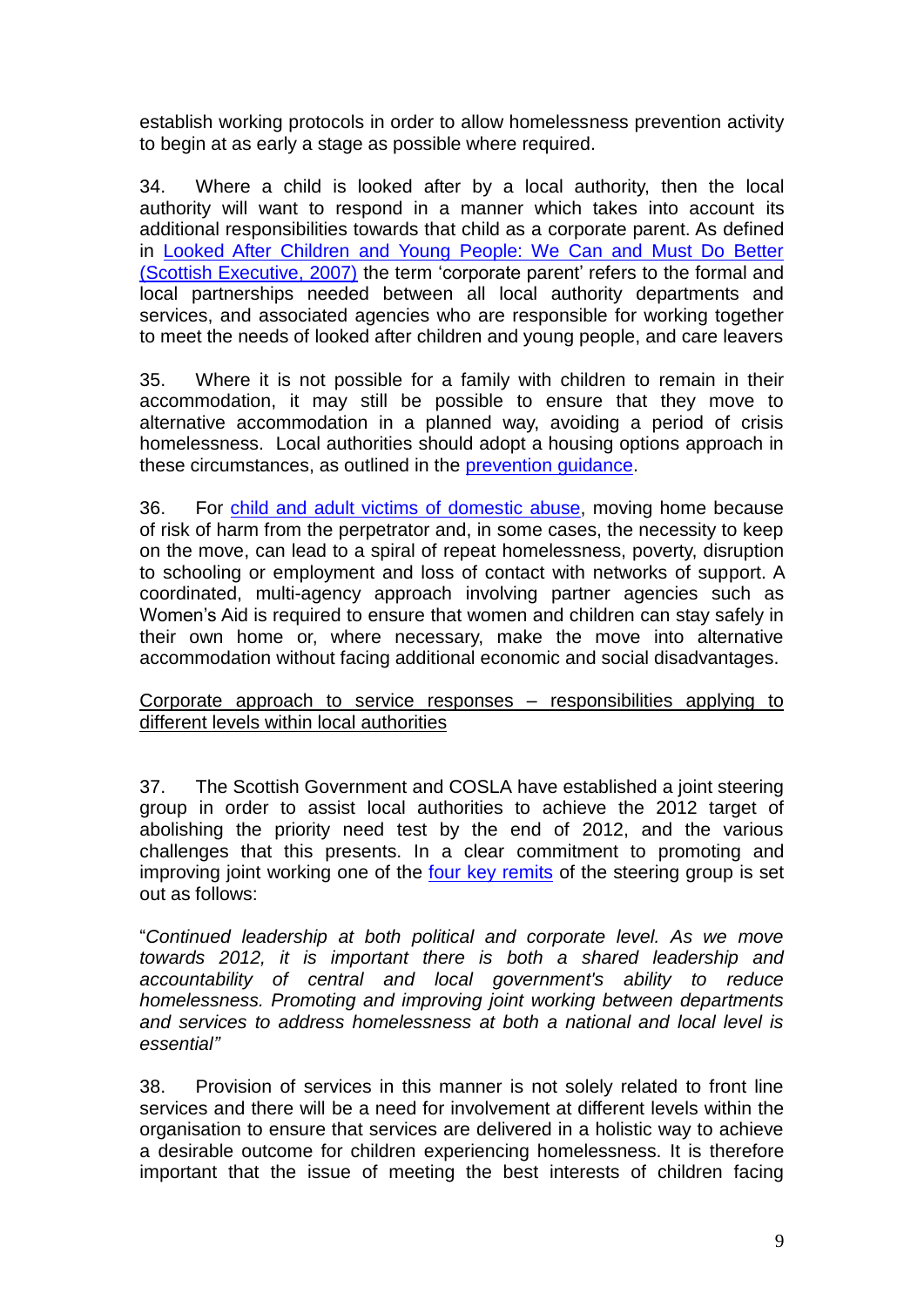establish working protocols in order to allow homelessness prevention activity to begin at as early a stage as possible where required.

34. Where a child is looked after by a local authority, then the local authority will want to respond in a manner which takes into account its additional responsibilities towards that child as a corporate parent. As defined in Looked After Children and Young People: We Can and Must Do Better (Scottish Executive, 2007) the term 'corporate parent' refers to the formal and local partnerships needed between all local authority departments and services, and associated agencies who are responsible for working together to meet the needs of looked after children and young people, and care leavers

35. Where it is not possible for a family with children to remain in their accommodation, it may still be possible to ensure that they move to alternative accommodation in a planned way, avoiding a period of crisis homelessness. Local authorities should adopt a housing options approach in these circumstances, as outlined in the prevention guidance.

36. For child and adult victims of domestic abuse, moving home because of risk of harm from the perpetrator and, in some cases, the necessity to keep on the move, can lead to a spiral of repeat homelessness, poverty, disruption to schooling or employment and loss of contact with networks of support. A coordinated, multi-agency approach involving partner agencies such as Women's Aid is required to ensure that women and children can stay safely in their own home or, where necessary, make the move into alternative accommodation without facing additional economic and social disadvantages.

Corporate approach to service responses – responsibilities applying to different levels within local authorities

37. The Scottish Government and COSLA have established a joint steering group in order to assist local authorities to achieve the 2012 target of abolishing the priority need test by the end of 2012, and the various challenges that this presents. In a clear commitment to promoting and improving joint working one of the four key remits of the steering group is set out as follows:

"*Continued leadership at both political and corporate level. As we move towards 2012, it is important there is both a shared leadership and accountability of central and local government's ability to reduce homelessness. Promoting and improving joint working between departments and services to address homelessness at both a national and local level is essential"*

38. Provision of services in this manner is not solely related to front line services and there will be a need for involvement at different levels within the organisation to ensure that services are delivered in a holistic way to achieve a desirable outcome for children experiencing homelessness. It is therefore important that the issue of meeting the best interests of children facing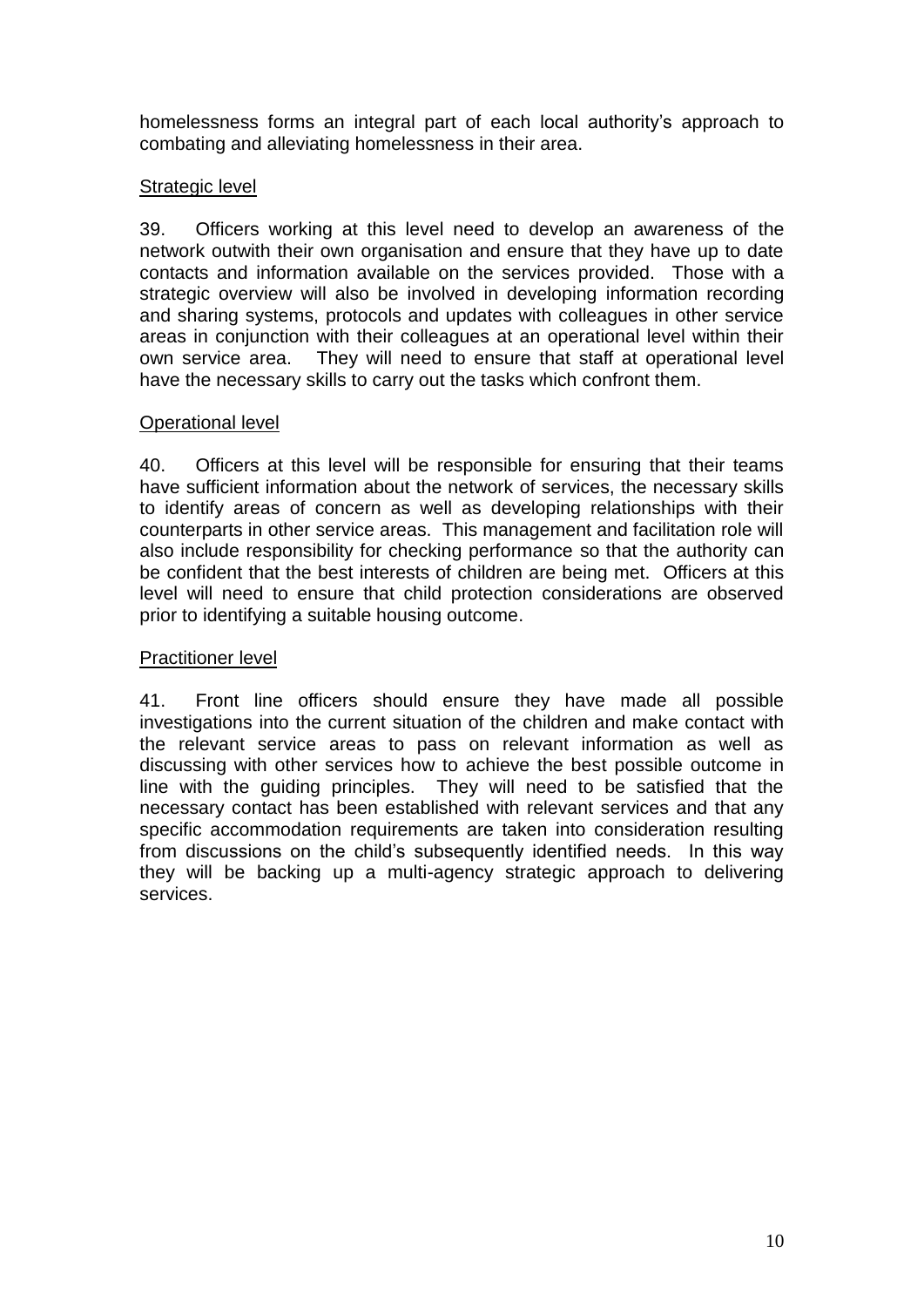homelessness forms an integral part of each local authority's approach to combating and alleviating homelessness in their area.

<u>Strategic level</u>

39. Officers working at this level need to develop an awareness of the network outwith their own organisation and ensure that they have up to date contacts and information available on the services provided. Those with a strategic overview will also be involved in developing information recording and sharing systems, protocols and updates with colleagues in other service areas in conjunction with their colleagues at an operational level within their own service area. They will need to ensure that staff at operational level have the necessary skills to carry out the tasks which confront them.

<u>Operational level</u>

40. Officers at this level will be responsible for ensuring that their teams have sufficient information about the network of services, the necessary skills to identify areas of concern as well as developing relationships with their counterparts in other service areas. This management and facilitation role will also include responsibility for checking performance so that the authority can be confident that the best interests of children are being met. Officers at this level will need to ensure that child protection considerations are observed prior to identifying a suitable housing outcome.

<u>Practitioner level</u>

41. Front line officers should ensure they have made all possible investigations into the current situation of the children and make contact with the relevant service areas to pass on relevant information as well as discussing with other services how to achieve the best possible outcome in line with the guiding principles. They will need to be satisfied that the necessary contact has been established with relevant services and that any specific accommodation requirements are taken into consideration resulting from discussions on the child's subsequently identified needs. In this way they will be backing up a multi-agency strategic approach to delivering services.